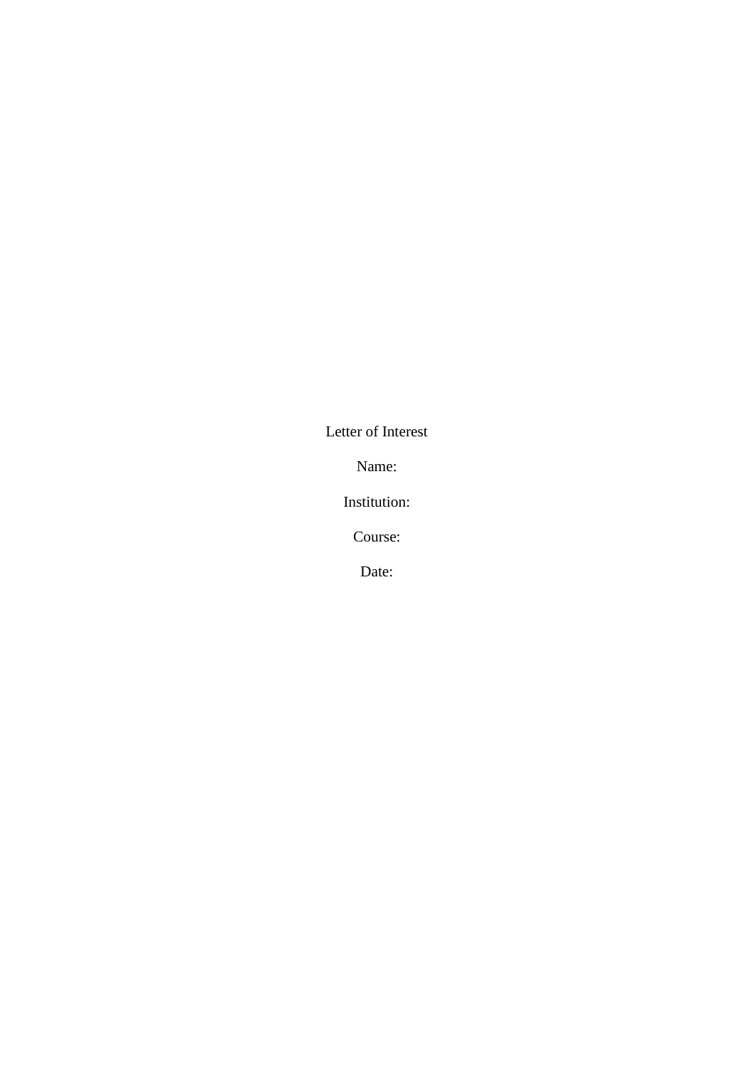Letter of Interest

Name:

Institution:

Course:

Date: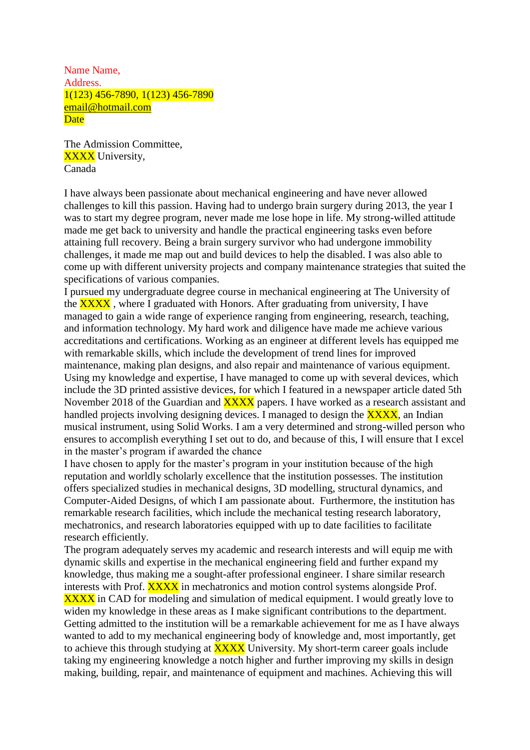Name Name,  
Address.  
1(123) 456-7890, 1(123) 456-7890  
email@hotmail.com  
Date

The Admission Committee,  
XXXX University,  
Canada

I have always been passionate about mechanical engineering and have never allowed challenges to kill this passion. Having had to undergo brain surgery during 2013, the year I was to start my degree program, never made me lose hope in life. My strong-willed attitude made me get back to university and handle the practical engineering tasks even before attaining full recovery. Being a brain surgery survivor who had undergone immobility challenges, it made me map out and build devices to help the disabled. I was also able to come up with different university projects and company maintenance strategies that suited the specifications of various companies.

I pursued my undergraduate degree course in mechanical engineering at The University of the XXXX , where I graduated with Honors. After graduating from university, I have managed to gain a wide range of experience ranging from engineering, research, teaching, and information technology. My hard work and diligence have made me achieve various accreditations and certifications. Working as an engineer at different levels has equipped me with remarkable skills, which include the development of trend lines for improved maintenance, making plan designs, and also repair and maintenance of various equipment. Using my knowledge and expertise, I have managed to come up with several devices, which include the 3D printed assistive devices, for which I featured in a newspaper article dated 5th November 2018 of the Guardian and XXXX papers. I have worked as a research assistant and handled projects involving designing devices. I managed to design the XXXX, an Indian musical instrument, using Solid Works. I am a very determined and strong-willed person who ensures to accomplish everything I set out to do, and because of this, I will ensure that I excel in the master's program if awarded the chance

I have chosen to apply for the master's program in your institution because of the high reputation and worldly scholarly excellence that the institution possesses. The institution offers specialized studies in mechanical designs, 3D modelling, structural dynamics, and Computer-Aided Designs, of which I am passionate about. Furthermore, the institution has remarkable research facilities, which include the mechanical testing research laboratory, mechatronics, and research laboratories equipped with up to date facilities to facilitate research efficiently.

The program adequately serves my academic and research interests and will equip me with dynamic skills and expertise in the mechanical engineering field and further expand my knowledge, thus making me a sought-after professional engineer. I share similar research interests with Prof. XXXX in mechatronics and motion control systems alongside Prof. XXXX in CAD for modeling and simulation of medical equipment. I would greatly love to widen my knowledge in these areas as I make significant contributions to the department. Getting admitted to the institution will be a remarkable achievement for me as I have always wanted to add to my mechanical engineering body of knowledge and, most importantly, get to achieve this through studying at XXXX University. My short-term career goals include taking my engineering knowledge a notch higher and further improving my skills in design making, building, repair, and maintenance of equipment and machines. Achieving this will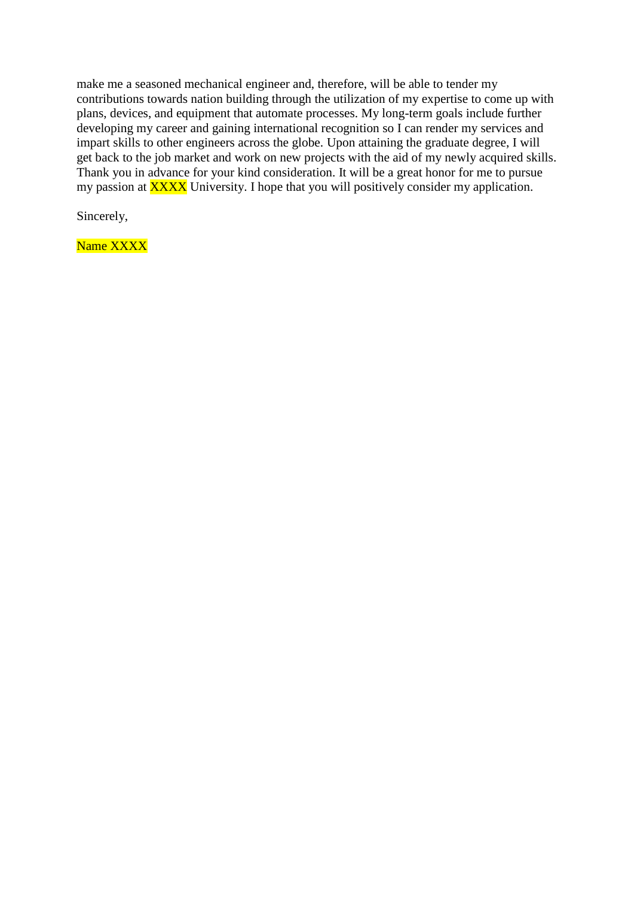make me a seasoned mechanical engineer and, therefore, will be able to tender my contributions towards nation building through the utilization of my expertise to come up with plans, devices, and equipment that automate processes. My long-term goals include further developing my career and gaining international recognition so I can render my services and impart skills to other engineers across the globe. Upon attaining the graduate degree, I will get back to the job market and work on new projects with the aid of my newly acquired skills. Thank you in advance for your kind consideration. It will be a great honor for me to pursue my passion at XXXX University. I hope that you will positively consider my application.

Sincerely,

Name XXXX